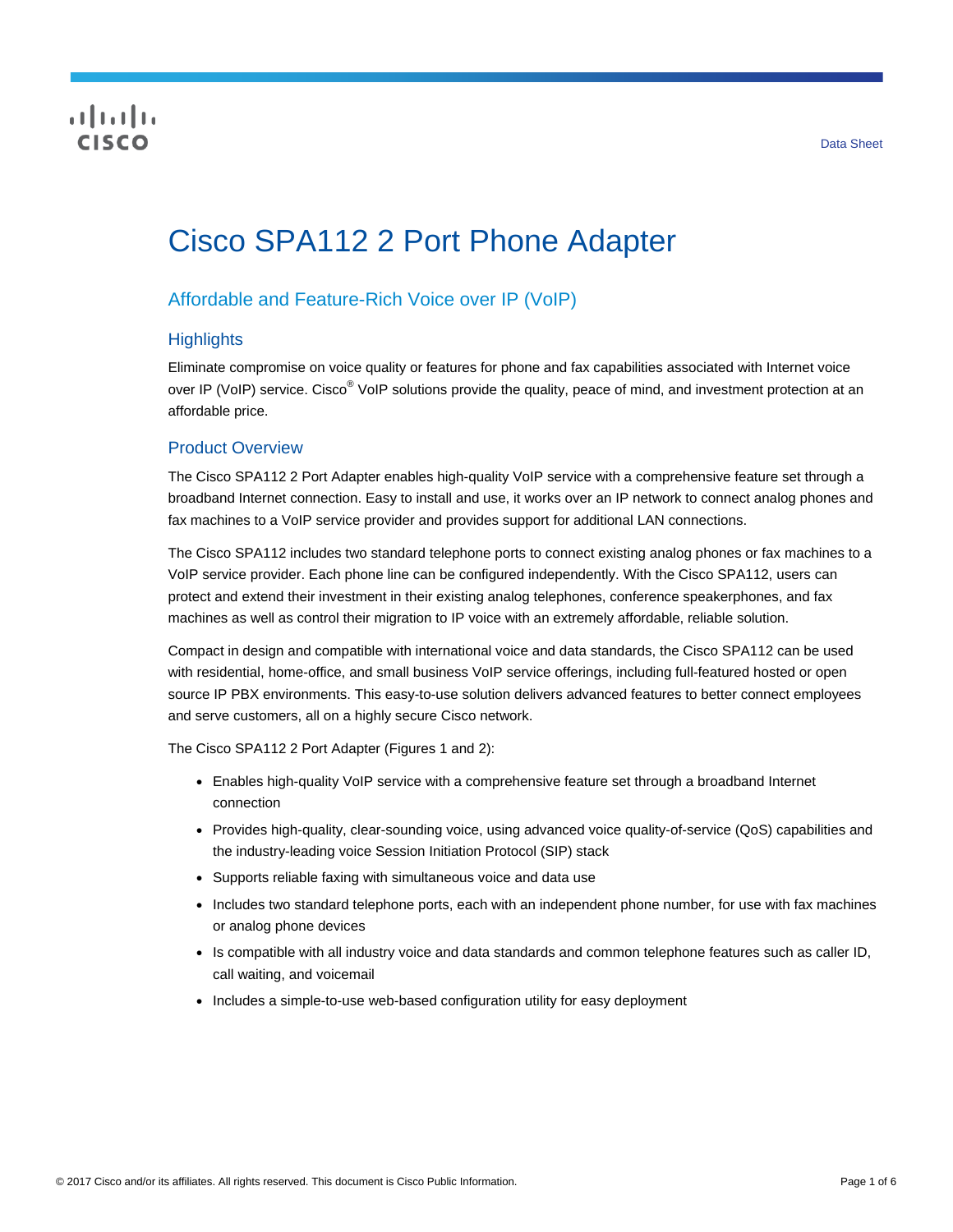Data Sheet

# Cisco SPA112 2 Port Phone Adapter

## Affordable and Feature-Rich Voice over IP (VoIP)

### Highlights

Eliminate compromise on voice quality or features for phone and fax capabilities associated with Internet voice over IP (VoIP) service. Cisco® VoIP solutions provide the quality, peace of mind, and investment protection at an affordable price.

### Product Overview

The Cisco SPA112 2 Port Adapter enables high-quality VoIP service with a comprehensive feature set through a broadband Internet connection. Easy to install and use, it works over an IP network to connect analog phones and fax machines to a VoIP service provider and provides support for additional LAN connections.

The Cisco SPA112 includes two standard telephone ports to connect existing analog phones or fax machines to a VoIP service provider. Each phone line can be configured independently. With the Cisco SPA112, users can protect and extend their investment in their existing analog telephones, conference speakerphones, and fax machines as well as control their migration to IP voice with an extremely affordable, reliable solution.

Compact in design and compatible with international voice and data standards, the Cisco SPA112 can be used with residential, home-office, and small business VoIP service offerings, including full-featured hosted or open source IP PBX environments. This easy-to-use solution delivers advanced features to better connect employees and serve customers, all on a highly secure Cisco network.

The Cisco SPA112 2 Port Adapter (Figures 1 and 2):

- Enables high-quality VoIP service with a comprehensive feature set through a broadband Internet connection
- Provides high-quality, clear-sounding voice, using advanced voice quality-of-service (QoS) capabilities and the industry-leading voice Session Initiation Protocol (SIP) stack
- Supports reliable faxing with simultaneous voice and data use
- Includes two standard telephone ports, each with an independent phone number, for use with fax machines or analog phone devices
- Is compatible with all industry voice and data standards and common telephone features such as caller ID, call waiting, and voicemail
- Includes a simple-to-use web-based configuration utility for easy deployment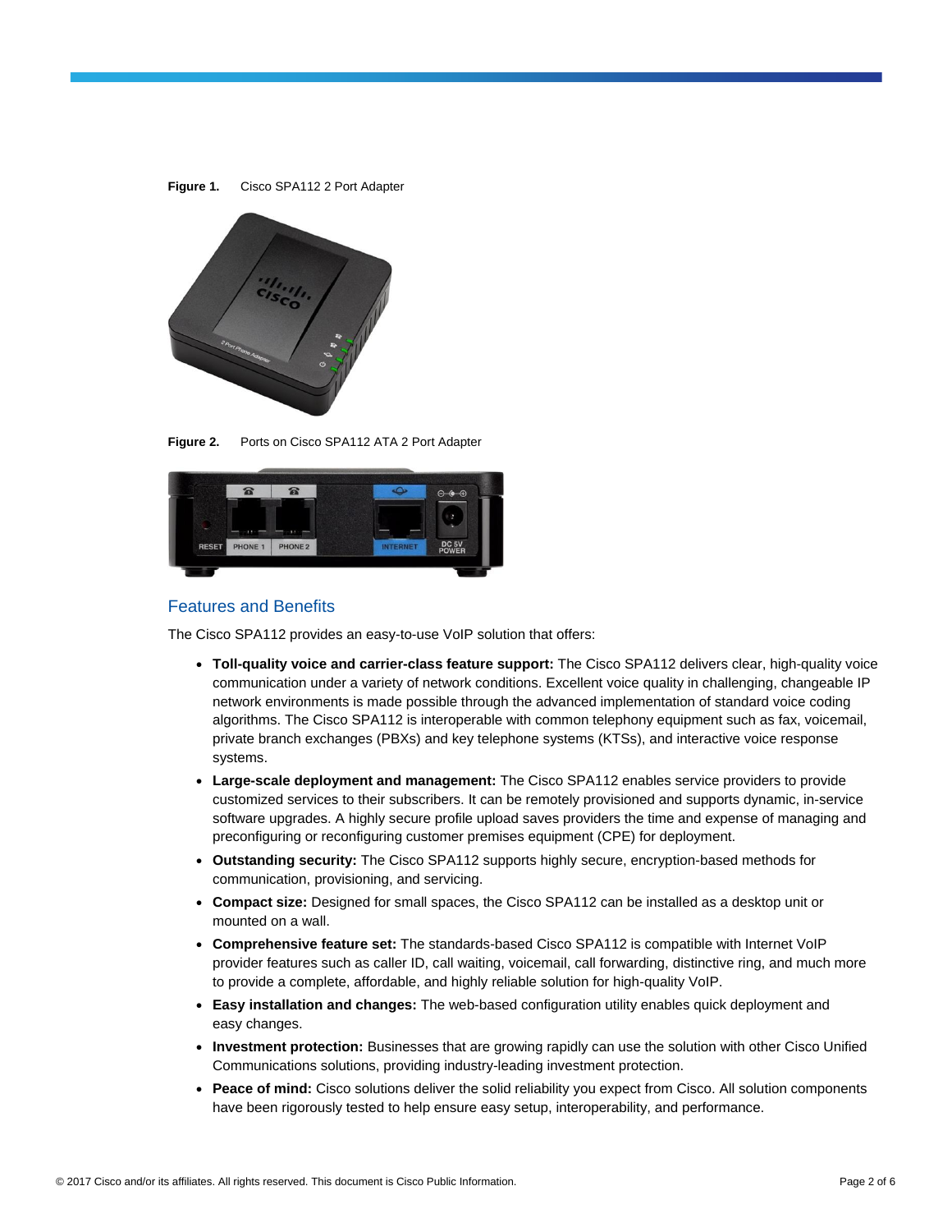**Figure 1.** Cisco SPA112 2 Port Adapter

**Figure 2.** Ports on Cisco SPA112 ATA 2 Port Adapter

## Features and Benefits

The Cisco SPA112 provides an easy-to-use VoIP solution that offers:

- **Toll-quality voice and carrier-class feature support:** The Cisco SPA112 delivers clear, high-quality voice communication under a variety of network conditions. Excellent voice quality in challenging, changeable IP network environments is made possible through the advanced implementation of standard voice coding algorithms. The Cisco SPA112 is interoperable with common telephony equipment such as fax, voicemail, private branch exchanges (PBXs) and key telephone systems (KTSs), and interactive voice response systems.
- **Large-scale deployment and management:** The Cisco SPA112 enables service providers to provide customized services to their subscribers. It can be remotely provisioned and supports dynamic, in-service software upgrades. A highly secure profile upload saves providers the time and expense of managing and preconfiguring or reconfiguring customer premises equipment (CPE) for deployment.
- **Outstanding security:** The Cisco SPA112 supports highly secure, encryption-based methods for communication, provisioning, and servicing.
- **Compact size:** Designed for small spaces, the Cisco SPA112 can be installed as a desktop unit or mounted on a wall.
- **Comprehensive feature set:** The standards-based Cisco SPA112 is compatible with Internet VoIP provider features such as caller ID, call waiting, voicemail, call forwarding, distinctive ring, and much more to provide a complete, affordable, and highly reliable solution for high-quality VoIP.
- **Easy installation and changes:** The web-based configuration utility enables quick deployment and easy changes.
- **Investment protection:** Businesses that are growing rapidly can use the solution with other Cisco Unified Communications solutions, providing industry-leading investment protection.
- **Peace of mind:** Cisco solutions deliver the solid reliability you expect from Cisco. All solution components have been rigorously tested to help ensure easy setup, interoperability, and performance.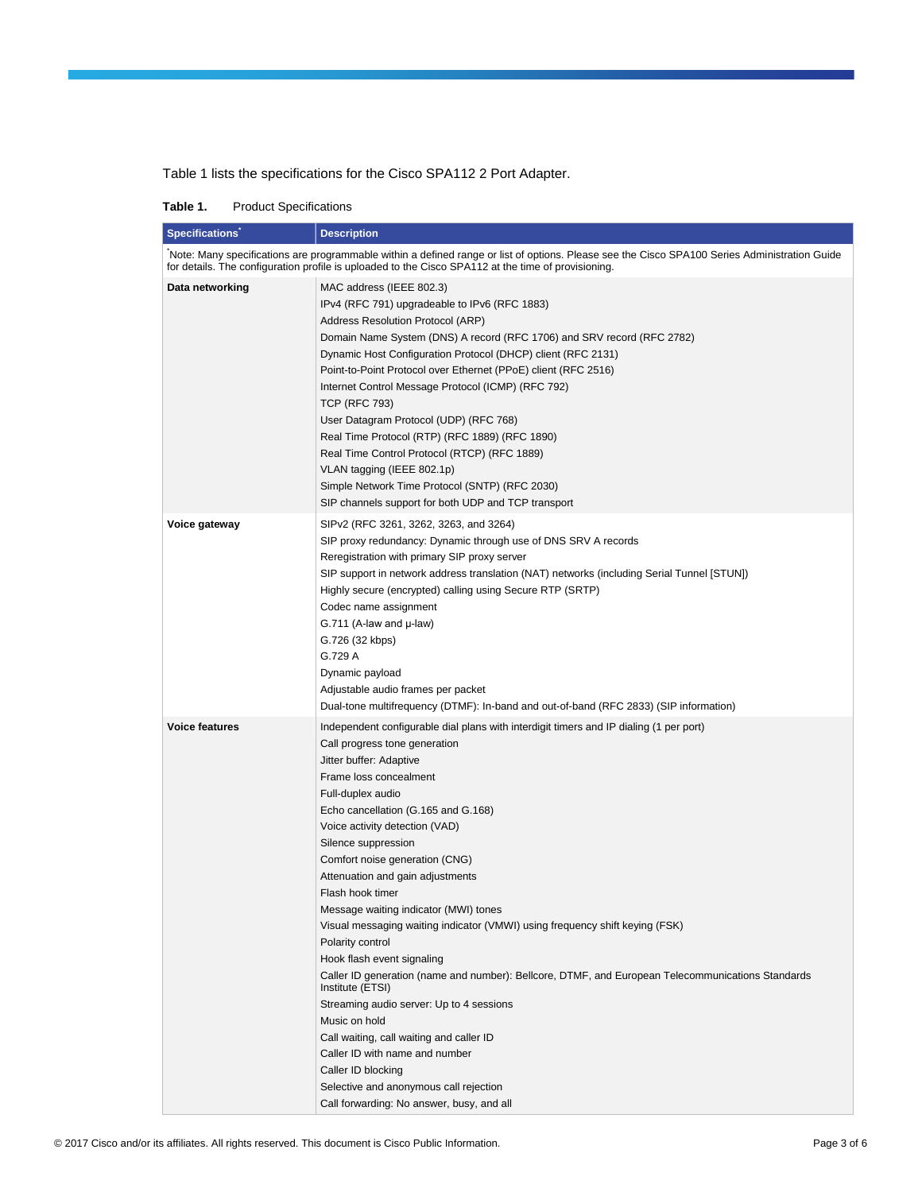Table 1 lists the specifications for the Cisco SPA112 2 Port Adapter.

**Table 1.** Product Specifications

| Specifications* | Description |
|---|---|
| *Note: Many specifications are programmable within a defined range or list of options. Please see the Cisco SPA100 Series Administration Guide for details. The configuration profile is uploaded to the Cisco SPA112 at the time of provisioning. | |
| **Data networking** | MAC address (IEEE 802.3)<br>IPv4 (RFC 791) upgradeable to IPv6 (RFC 1883)<br>Address Resolution Protocol (ARP)<br>Domain Name System (DNS) A record (RFC 1706) and SRV record (RFC 2782)<br>Dynamic Host Configuration Protocol (DHCP) client (RFC 2131)<br>Point-to-Point Protocol over Ethernet (PPoE) client (RFC 2516)<br>Internet Control Message Protocol (ICMP) (RFC 792)<br>TCP (RFC 793)<br>User Datagram Protocol (UDP) (RFC 768)<br>Real Time Protocol (RTP) (RFC 1889) (RFC 1890)<br>Real Time Control Protocol (RTCP) (RFC 1889)<br>VLAN tagging (IEEE 802.1p)<br>Simple Network Time Protocol (SNTP) (RFC 2030)<br>SIP channels support for both UDP and TCP transport |
| **Voice gateway** | SIPv2 (RFC 3261, 3262, 3263, and 3264)<br>SIP proxy redundancy: Dynamic through use of DNS SRV A records<br>Reregistration with primary SIP proxy server<br>SIP support in network address translation (NAT) networks (including Serial Tunnel [STUN])<br>Highly secure (encrypted) calling using Secure RTP (SRTP)<br>Codec name assignment<br>G.711 (A-law and µ-law)<br>G.726 (32 kbps)<br>G.729 A<br>Dynamic payload<br>Adjustable audio frames per packet<br>Dual-tone multifrequency (DTMF): In-band and out-of-band (RFC 2833) (SIP information) |
| **Voice features** | Independent configurable dial plans with interdigit timers and IP dialing (1 per port)<br>Call progress tone generation<br>Jitter buffer: Adaptive<br>Frame loss concealment<br>Full-duplex audio<br>Echo cancellation (G.165 and G.168)<br>Voice activity detection (VAD)<br>Silence suppression<br>Comfort noise generation (CNG)<br>Attenuation and gain adjustments<br>Flash hook timer<br>Message waiting indicator (MWI) tones<br>Visual messaging waiting indicator (VMWI) using frequency shift keying (FSK)<br>Polarity control<br>Hook flash event signaling<br>Caller ID generation (name and number): Bellcore, DTMF, and European Telecommunications Standards Institute (ETSI)<br>Streaming audio server: Up to 4 sessions<br>Music on hold<br>Call waiting, call waiting and caller ID<br>Caller ID with name and number<br>Caller ID blocking<br>Selective and anonymous call rejection<br>Call forwarding: No answer, busy, and all |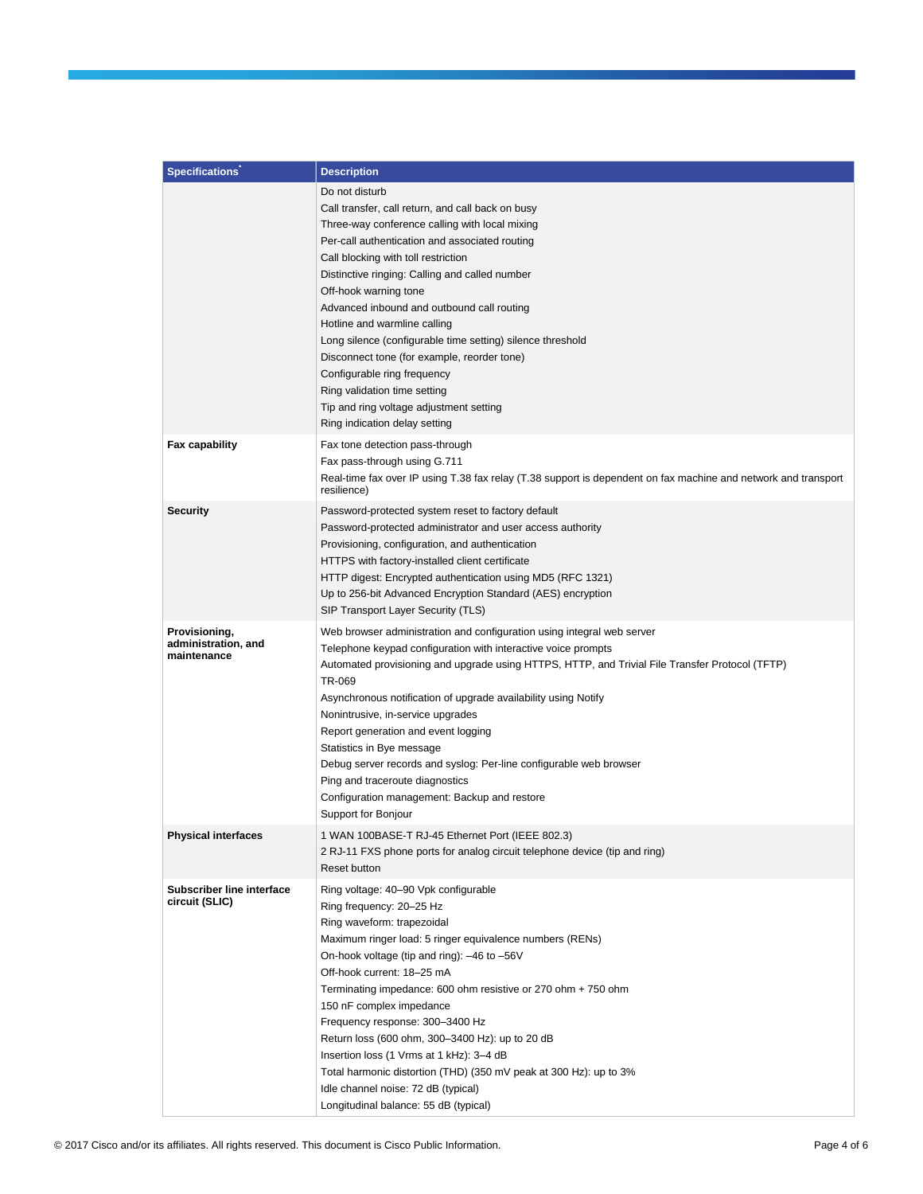| Specifications* | Description |
| --- | --- |
| | Do not disturb<br>Call transfer, call return, and call back on busy<br>Three-way conference calling with local mixing<br>Per-call authentication and associated routing<br>Call blocking with toll restriction<br>Distinctive ringing: Calling and called number<br>Off-hook warning tone<br>Advanced inbound and outbound call routing<br>Hotline and warmline calling<br>Long silence (configurable time setting) silence threshold<br>Disconnect tone (for example, reorder tone)<br>Configurable ring frequency<br>Ring validation time setting<br>Tip and ring voltage adjustment setting<br>Ring indication delay setting |
| **Fax capability** | Fax tone detection pass-through<br>Fax pass-through using G.711<br>Real-time fax over IP using T.38 fax relay (T.38 support is dependent on fax machine and network and transport resilience) |
| **Security** | Password-protected system reset to factory default<br>Password-protected administrator and user access authority<br>Provisioning, configuration, and authentication<br>HTTPS with factory-installed client certificate<br>HTTP digest: Encrypted authentication using MD5 (RFC 1321)<br>Up to 256-bit Advanced Encryption Standard (AES) encryption<br>SIP Transport Layer Security (TLS) |
| **Provisioning, administration, and maintenance** | Web browser administration and configuration using integral web server<br>Telephone keypad configuration with interactive voice prompts<br>Automated provisioning and upgrade using HTTPS, HTTP, and Trivial File Transfer Protocol (TFTP)<br>TR-069<br>Asynchronous notification of upgrade availability using Notify<br>Nonintrusive, in-service upgrades<br>Report generation and event logging<br>Statistics in Bye message<br>Debug server records and syslog: Per-line configurable web browser<br>Ping and traceroute diagnostics<br>Configuration management: Backup and restore<br>Support for Bonjour |
| **Physical interfaces** | 1 WAN 100BASE-T RJ-45 Ethernet Port (IEEE 802.3)<br>2 RJ-11 FXS phone ports for analog circuit telephone device (tip and ring)<br>Reset button |
| **Subscriber line interface circuit (SLIC)** | Ring voltage: 40–90 Vpk configurable<br>Ring frequency: 20–25 Hz<br>Ring waveform: trapezoidal<br>Maximum ringer load: 5 ringer equivalence numbers (RENs)<br>On-hook voltage (tip and ring): –46 to –56V<br>Off-hook current: 18–25 mA<br>Terminating impedance: 600 ohm resistive or 270 ohm + 750 ohm<br>150 nF complex impedance<br>Frequency response: 300–3400 Hz<br>Return loss (600 ohm, 300–3400 Hz): up to 20 dB<br>Insertion loss (1 Vrms at 1 kHz): 3–4 dB<br>Total harmonic distortion (THD) (350 mV peak at 300 Hz): up to 3%<br>Idle channel noise: 72 dB (typical)<br>Longitudinal balance: 55 dB (typical) |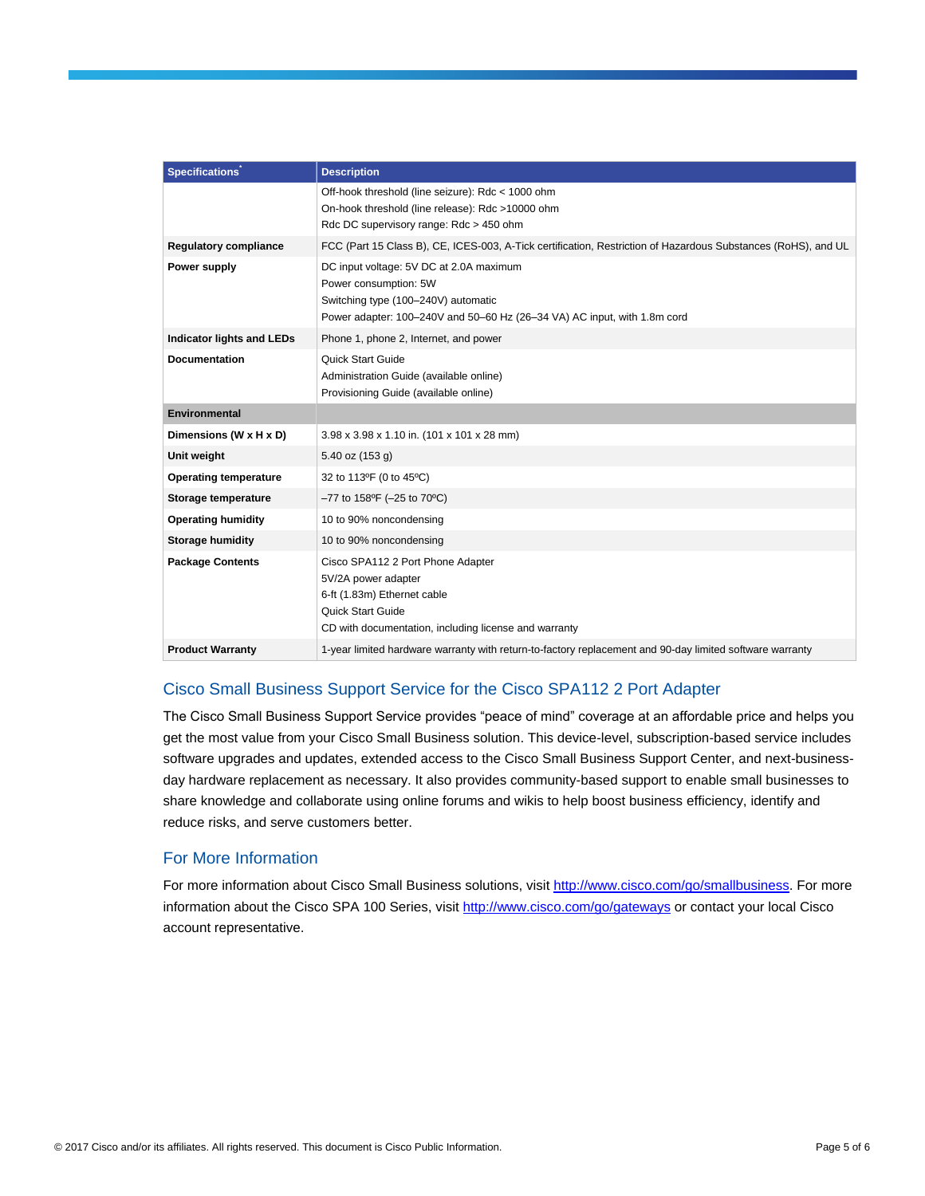| Specifications* | Description |
| --- | --- |
| | Off-hook threshold (line seizure): Rdc < 1000 ohm<br>On-hook threshold (line release): Rdc >10000 ohm<br>Rdc DC supervisory range: Rdc > 450 ohm |
| **Regulatory compliance** | FCC (Part 15 Class B), CE, ICES-003, A-Tick certification, Restriction of Hazardous Substances (RoHS), and UL |
| **Power supply** | DC input voltage: 5V DC at 2.0A maximum<br>Power consumption: 5W<br>Switching type (100–240V) automatic<br>Power adapter: 100–240V and 50–60 Hz (26–34 VA) AC input, with 1.8m cord |
| **Indicator lights and LEDs** | Phone 1, phone 2, Internet, and power |
| **Documentation** | Quick Start Guide<br>Administration Guide (available online)<br>Provisioning Guide (available online) |
| **Environmental** | |
| **Dimensions (W x H x D)** | 3.98 x 3.98 x 1.10 in. (101 x 101 x 28 mm) |
| **Unit weight** | 5.40 oz (153 g) |
| **Operating temperature** | 32 to 113ºF (0 to 45ºC) |
| **Storage temperature** | –77 to 158ºF (–25 to 70ºC) |
| **Operating humidity** | 10 to 90% noncondensing |
| **Storage humidity** | 10 to 90% noncondensing |
| **Package Contents** | Cisco SPA112 2 Port Phone Adapter<br>5V/2A power adapter<br>6-ft (1.83m) Ethernet cable<br>Quick Start Guide<br>CD with documentation, including license and warranty |
| **Product Warranty** | 1-year limited hardware warranty with return-to-factory replacement and 90-day limited software warranty |

## Cisco Small Business Support Service for the Cisco SPA112 2 Port Adapter

The Cisco Small Business Support Service provides "peace of mind" coverage at an affordable price and helps you get the most value from your Cisco Small Business solution. This device-level, subscription-based service includes software upgrades and updates, extended access to the Cisco Small Business Support Center, and next-business-day hardware replacement as necessary. It also provides community-based support to enable small businesses to share knowledge and collaborate using online forums and wikis to help boost business efficiency, identify and reduce risks, and serve customers better.

## For More Information

For more information about Cisco Small Business solutions, visit http://www.cisco.com/go/smallbusiness. For more information about the Cisco SPA 100 Series, visit http://www.cisco.com/go/gateways or contact your local Cisco account representative.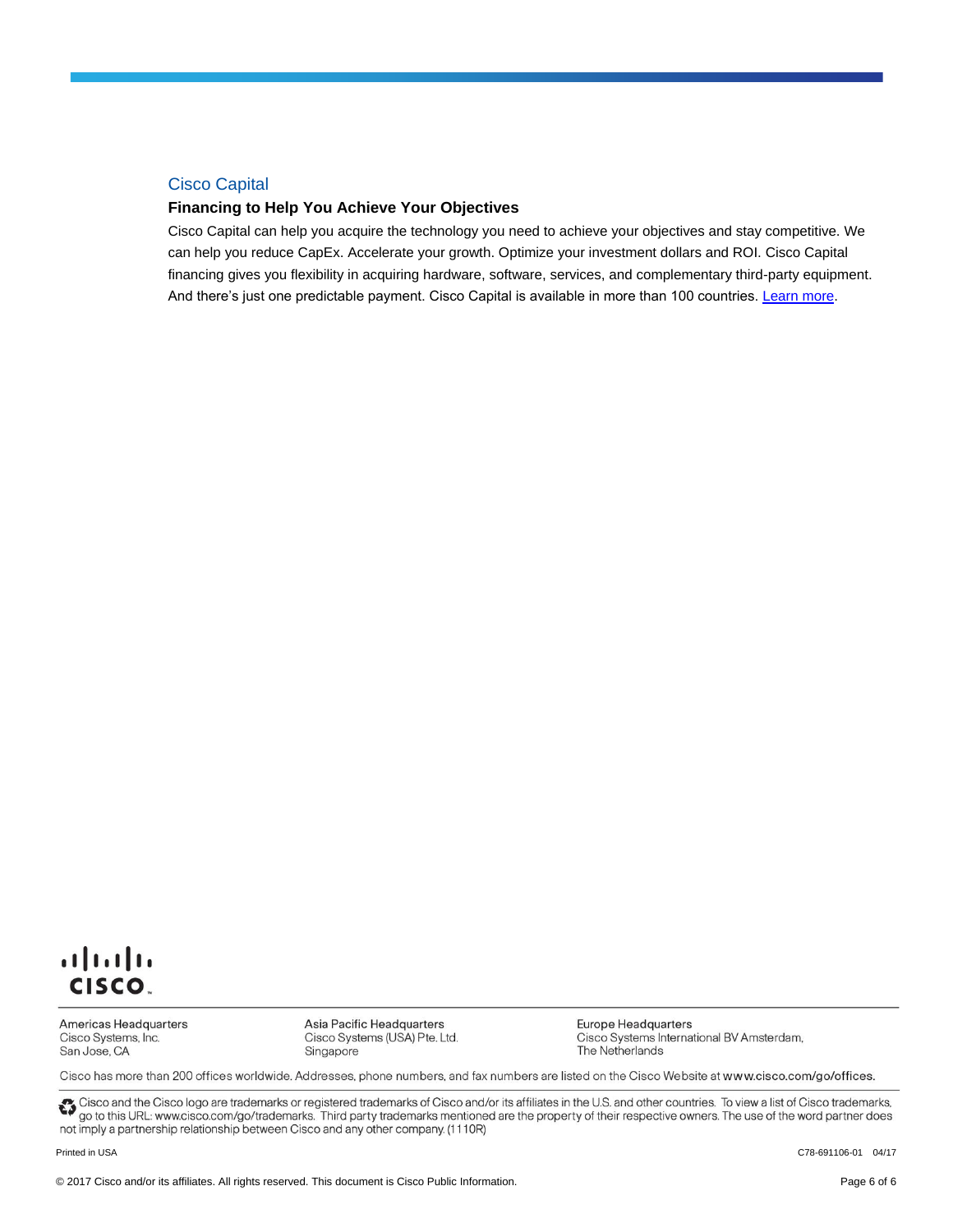## Cisco Capital

### Financing to Help You Achieve Your Objectives

Cisco Capital can help you acquire the technology you need to achieve your objectives and stay competitive. We can help you reduce CapEx. Accelerate your growth. Optimize your investment dollars and ROI. Cisco Capital financing gives you flexibility in acquiring hardware, software, services, and complementary third-party equipment. And there's just one predictable payment. Cisco Capital is available in more than 100 countries. Learn more.

Americas Headquarters
Cisco Systems, Inc.
San Jose, CA

Asia Pacific Headquarters
Cisco Systems (USA) Pte. Ltd.
Singapore

Europe Headquarters
Cisco Systems International BV Amsterdam,
The Netherlands

Cisco has more than 200 offices worldwide. Addresses, phone numbers, and fax numbers are listed on the Cisco Website at **www.cisco.com/go/offices.**

Cisco and the Cisco logo are trademarks or registered trademarks of Cisco and/or its affiliates in the U.S. and other countries. To view a list of Cisco trademarks, go to this URL: www.cisco.com/go/trademarks. Third party trademarks mentioned are the property of their respective owners. The use of the word partner does not imply a partnership relationship between Cisco and any other company. (1110R)

Printed in USA C78-691106-01 04/17

© 2017 Cisco and/or its affiliates. All rights reserved. This document is Cisco Public Information.